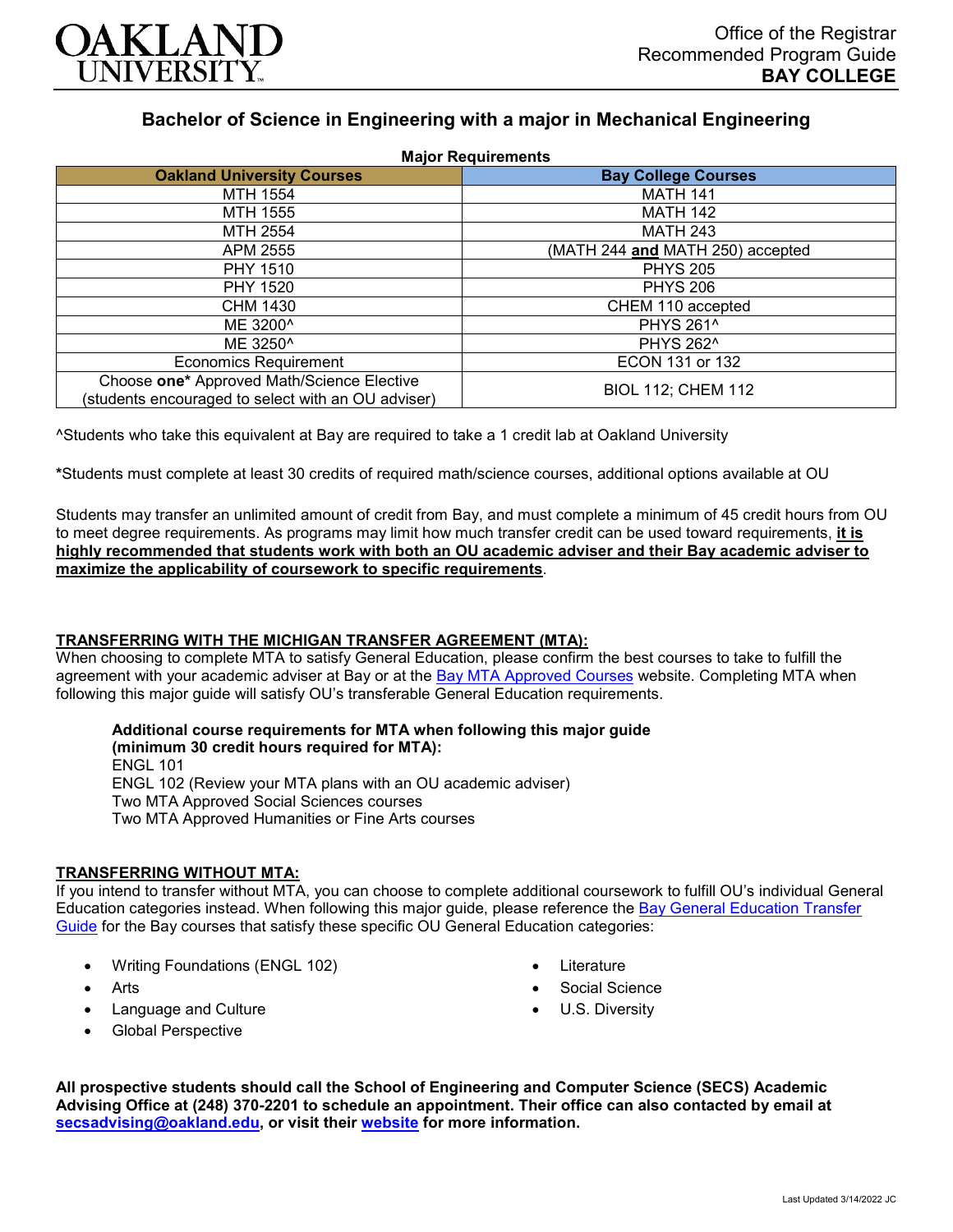Office of the Registrar
Recommended Program Guide
**BAY COLLEGE**

# Bachelor of Science in Engineering with a major in Mechanical Engineering

**Major Requirements**

| Oakland University Courses | Bay College Courses |
|---|---|
| MTH 1554 | MATH 141 |
| MTH 1555 | MATH 142 |
| MTH 2554 | MATH 243 |
| APM 2555 | (MATH 244 **and** MATH 250) accepted |
| PHY 1510 | PHYS 205 |
| PHY 1520 | PHYS 206 |
| CHM 1430 | CHEM 110 accepted |
| ME 3200^ | PHYS 261^ |
| ME 3250^ | PHYS 262^ |
| Economics Requirement | ECON 131 or 132 |
| Choose **one*** Approved Math/Science Elective (students encouraged to select with an OU adviser) | BIOL 112; CHEM 112 |

^Students who take this equivalent at Bay are required to take a 1 credit lab at Oakland University

***Students must complete at least 30 credits of required math/science courses, additional options available at OU

Students may transfer an unlimited amount of credit from Bay, and must complete a minimum of 45 credit hours from OU to meet degree requirements. As programs may limit how much transfer credit can be used toward requirements, **it is highly recommended that students work with both an OU academic adviser and their Bay academic adviser to maximize the applicability of coursework to specific requirements**.

## TRANSFERRING WITH THE MICHIGAN TRANSFER AGREEMENT (MTA):

When choosing to complete MTA to satisfy General Education, please confirm the best courses to take to fulfill the agreement with your academic adviser at Bay or at the Bay MTA Approved Courses website. Completing MTA when following this major guide will satisfy OU's transferable General Education requirements.

**Additional course requirements for MTA when following this major guide (minimum 30 credit hours required for MTA):**
ENGL 101
ENGL 102 (Review your MTA plans with an OU academic adviser)
Two MTA Approved Social Sciences courses
Two MTA Approved Humanities or Fine Arts courses

## TRANSFERRING WITHOUT MTA:

If you intend to transfer without MTA, you can choose to complete additional coursework to fulfill OU's individual General Education categories instead. When following this major guide, please reference the Bay General Education Transfer Guide for the Bay courses that satisfy these specific OU General Education categories:

- Writing Foundations (ENGL 102)
- Arts
- Language and Culture
- Global Perspective
- Literature
- Social Science
- U.S. Diversity

**All prospective students should call the School of Engineering and Computer Science (SECS) Academic Advising Office at (248) 370-2201 to schedule an appointment. Their office can also contacted by email at secsadvising@oakland.edu, or visit their website for more information.**

Last Updated 3/14/2022 JC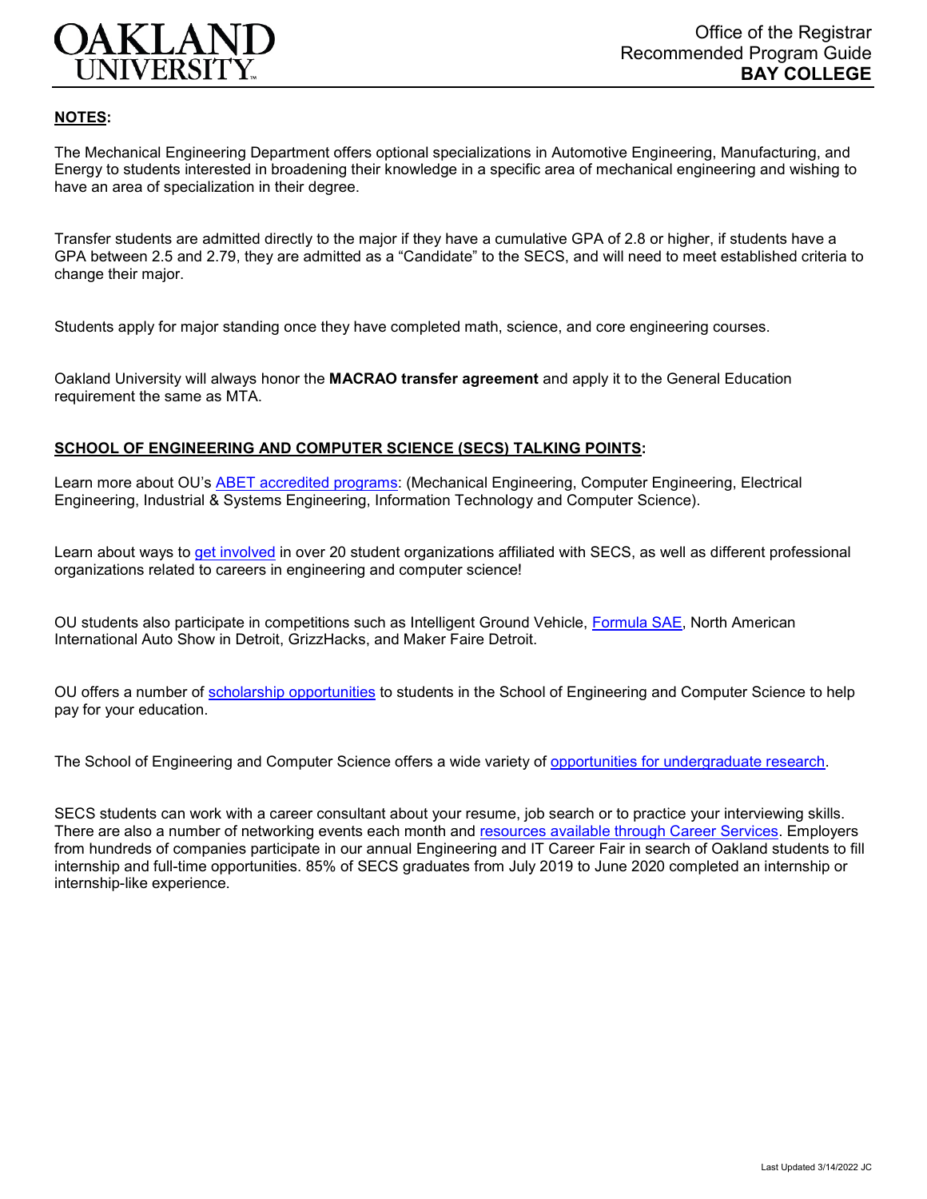**NOTES:**

The Mechanical Engineering Department offers optional specializations in Automotive Engineering, Manufacturing, and Energy to students interested in broadening their knowledge in a specific area of mechanical engineering and wishing to have an area of specialization in their degree.

Transfer students are admitted directly to the major if they have a cumulative GPA of 2.8 or higher, if students have a GPA between 2.5 and 2.79, they are admitted as a "Candidate" to the SECS, and will need to meet established criteria to change their major.

Students apply for major standing once they have completed math, science, and core engineering courses.

Oakland University will always honor the **MACRAO transfer agreement** and apply it to the General Education requirement the same as MTA.

**SCHOOL OF ENGINEERING AND COMPUTER SCIENCE (SECS) TALKING POINTS:**

Learn more about OU's ABET accredited programs: (Mechanical Engineering, Computer Engineering, Electrical Engineering, Industrial & Systems Engineering, Information Technology and Computer Science).

Learn about ways to get involved in over 20 student organizations affiliated with SECS, as well as different professional organizations related to careers in engineering and computer science!

OU students also participate in competitions such as Intelligent Ground Vehicle, Formula SAE, North American International Auto Show in Detroit, GrizzHacks, and Maker Faire Detroit.

OU offers a number of scholarship opportunities to students in the School of Engineering and Computer Science to help pay for your education.

The School of Engineering and Computer Science offers a wide variety of opportunities for undergraduate research.

SECS students can work with a career consultant about your resume, job search or to practice your interviewing skills. There are also a number of networking events each month and resources available through Career Services. Employers from hundreds of companies participate in our annual Engineering and IT Career Fair in search of Oakland students to fill internship and full-time opportunities. 85% of SECS graduates from July 2019 to June 2020 completed an internship or internship-like experience.

Last Updated 3/14/2022 JC